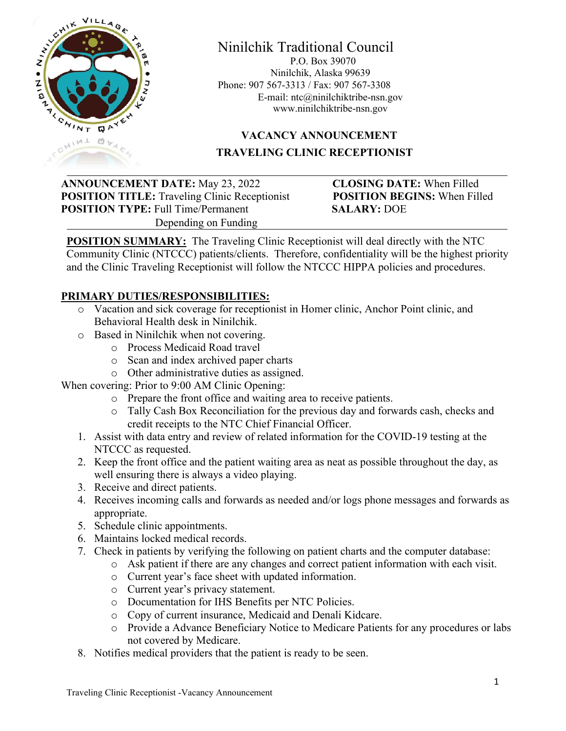# Ninilchik Traditional Council

P.O. Box 39070
Ninilchik, Alaska 99639
Phone: 907 567-3313 / Fax: 907 567-3308
E-mail: ntc@ninilchiktribe-nsn.gov
www.ninilchiktribe-nsn.gov

## VACANCY ANNOUNCEMENT

## TRAVELING CLINIC RECEPTIONIST

**ANNOUNCEMENT DATE:** May 23, 2022
**POSITION TITLE:** Traveling Clinic Receptionist
**POSITION TYPE:** Full Time/Permanent Depending on Funding

**CLOSING DATE:** When Filled
**POSITION BEGINS:** When Filled
**SALARY:** DOE

**POSITION SUMMARY:** The Traveling Clinic Receptionist will deal directly with the NTC Community Clinic (NTCCC) patients/clients. Therefore, confidentiality will be the highest priority and the Clinic Traveling Receptionist will follow the NTCCC HIPPA policies and procedures.

**PRIMARY DUTIES/RESPONSIBILITIES:**

- Vacation and sick coverage for receptionist in Homer clinic, Anchor Point clinic, and Behavioral Health desk in Ninilchik.
- Based in Ninilchik when not covering.
  - Process Medicaid Road travel
  - Scan and index archived paper charts
  - Other administrative duties as assigned.

When covering: Prior to 9:00 AM Clinic Opening:

- Prepare the front office and waiting area to receive patients.
- Tally Cash Box Reconciliation for the previous day and forwards cash, checks and credit receipts to the NTC Chief Financial Officer.

1. Assist with data entry and review of related information for the COVID-19 testing at the NTCCC as requested.
2. Keep the front office and the patient waiting area as neat as possible throughout the day, as well ensuring there is always a video playing.
3. Receive and direct patients.
4. Receives incoming calls and forwards as needed and/or logs phone messages and forwards as appropriate.
5. Schedule clinic appointments.
6. Maintains locked medical records.
7. Check in patients by verifying the following on patient charts and the computer database:
   - Ask patient if there are any changes and correct patient information with each visit.
   - Current year's face sheet with updated information.
   - Current year's privacy statement.
   - Documentation for IHS Benefits per NTC Policies.
   - Copy of current insurance, Medicaid and Denali Kidcare.
   - Provide a Advance Beneficiary Notice to Medicare Patients for any procedures or labs not covered by Medicare.
8. Notifies medical providers that the patient is ready to be seen.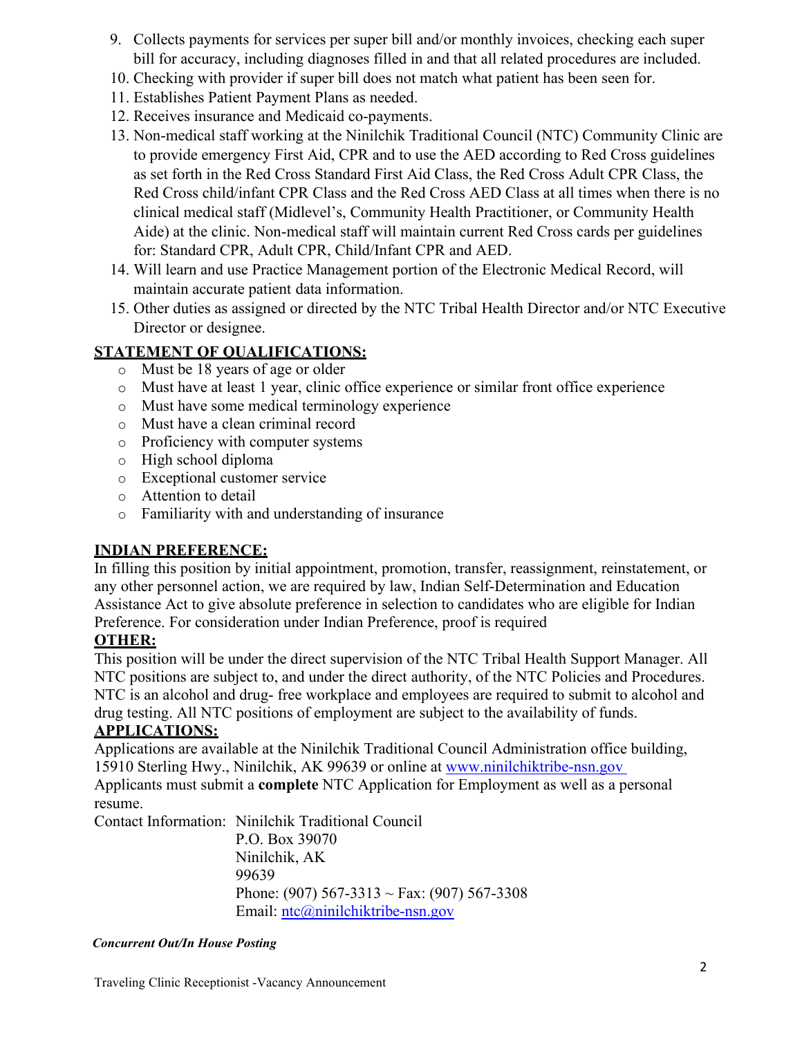9. Collects payments for services per super bill and/or monthly invoices, checking each super bill for accuracy, including diagnoses filled in and that all related procedures are included.
10. Checking with provider if super bill does not match what patient has been seen for.
11. Establishes Patient Payment Plans as needed.
12. Receives insurance and Medicaid co-payments.
13. Non-medical staff working at the Ninilchik Traditional Council (NTC) Community Clinic are to provide emergency First Aid, CPR and to use the AED according to Red Cross guidelines as set forth in the Red Cross Standard First Aid Class, the Red Cross Adult CPR Class, the Red Cross child/infant CPR Class and the Red Cross AED Class at all times when there is no clinical medical staff (Midlevel's, Community Health Practitioner, or Community Health Aide) at the clinic. Non-medical staff will maintain current Red Cross cards per guidelines for: Standard CPR, Adult CPR, Child/Infant CPR and AED.
14. Will learn and use Practice Management portion of the Electronic Medical Record, will maintain accurate patient data information.
15. Other duties as assigned or directed by the NTC Tribal Health Director and/or NTC Executive Director or designee.

**STATEMENT OF QUALIFICATIONS:**

- Must be 18 years of age or older
- Must have at least 1 year, clinic office experience or similar front office experience
- Must have some medical terminology experience
- Must have a clean criminal record
- Proficiency with computer systems
- High school diploma
- Exceptional customer service
- Attention to detail
- Familiarity with and understanding of insurance

**INDIAN PREFERENCE:**

In filling this position by initial appointment, promotion, transfer, reassignment, reinstatement, or any other personnel action, we are required by law, Indian Self-Determination and Education Assistance Act to give absolute preference in selection to candidates who are eligible for Indian Preference. For consideration under Indian Preference, proof is required

**OTHER:**

This position will be under the direct supervision of the NTC Tribal Health Support Manager. All NTC positions are subject to, and under the direct authority, of the NTC Policies and Procedures. NTC is an alcohol and drug- free workplace and employees are required to submit to alcohol and drug testing. All NTC positions of employment are subject to the availability of funds.

**APPLICATIONS:**

Applications are available at the Ninilchik Traditional Council Administration office building, 15910 Sterling Hwy., Ninilchik, AK 99639 or online at www.ninilchiktribe-nsn.gov

Applicants must submit a **complete** NTC Application for Employment as well as a personal resume.

Contact Information: Ninilchik Traditional Council
P.O. Box 39070
Ninilchik, AK
99639
Phone: (907) 567-3313 ~ Fax: (907) 567-3308
Email: ntc@ninilchiktribe-nsn.gov

***Concurrent Out/In House Posting***